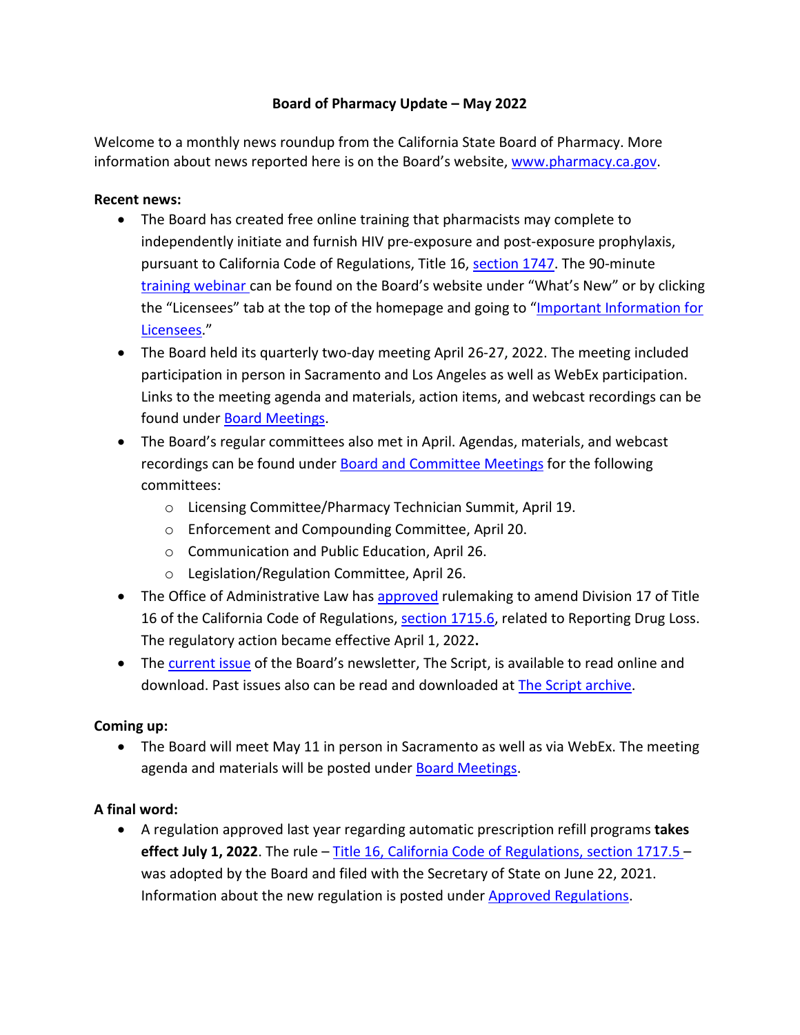# Board of Pharmacy Update – May 2022

Welcome to a monthly news roundup from the California State Board of Pharmacy. More information about news reported here is on the Board's website, www.pharmacy.ca.gov.

**Recent news:**

- The Board has created free online training that pharmacists may complete to independently initiate and furnish HIV pre-exposure and post-exposure prophylaxis, pursuant to California Code of Regulations, Title 16, section 1747. The 90-minute training webinar can be found on the Board's website under "What's New" or by clicking the "Licensees" tab at the top of the homepage and going to "Important Information for Licensees."
- The Board held its quarterly two-day meeting April 26-27, 2022. The meeting included participation in person in Sacramento and Los Angeles as well as WebEx participation. Links to the meeting agenda and materials, action items, and webcast recordings can be found under Board Meetings.
- The Board's regular committees also met in April. Agendas, materials, and webcast recordings can be found under Board and Committee Meetings for the following committees:
  - Licensing Committee/Pharmacy Technician Summit, April 19.
  - Enforcement and Compounding Committee, April 20.
  - Communication and Public Education, April 26.
  - Legislation/Regulation Committee, April 26.
- The Office of Administrative Law has approved rulemaking to amend Division 17 of Title 16 of the California Code of Regulations, section 1715.6, related to Reporting Drug Loss. The regulatory action became effective April 1, 2022**.**
- The current issue of the Board's newsletter, The Script, is available to read online and download. Past issues also can be read and downloaded at The Script archive.

**Coming up:**

- The Board will meet May 11 in person in Sacramento as well as via WebEx. The meeting agenda and materials will be posted under Board Meetings.

**A final word:**

- A regulation approved last year regarding automatic prescription refill programs **takes effect July 1, 2022**. The rule – Title 16, California Code of Regulations, section 1717.5 – was adopted by the Board and filed with the Secretary of State on June 22, 2021. Information about the new regulation is posted under Approved Regulations.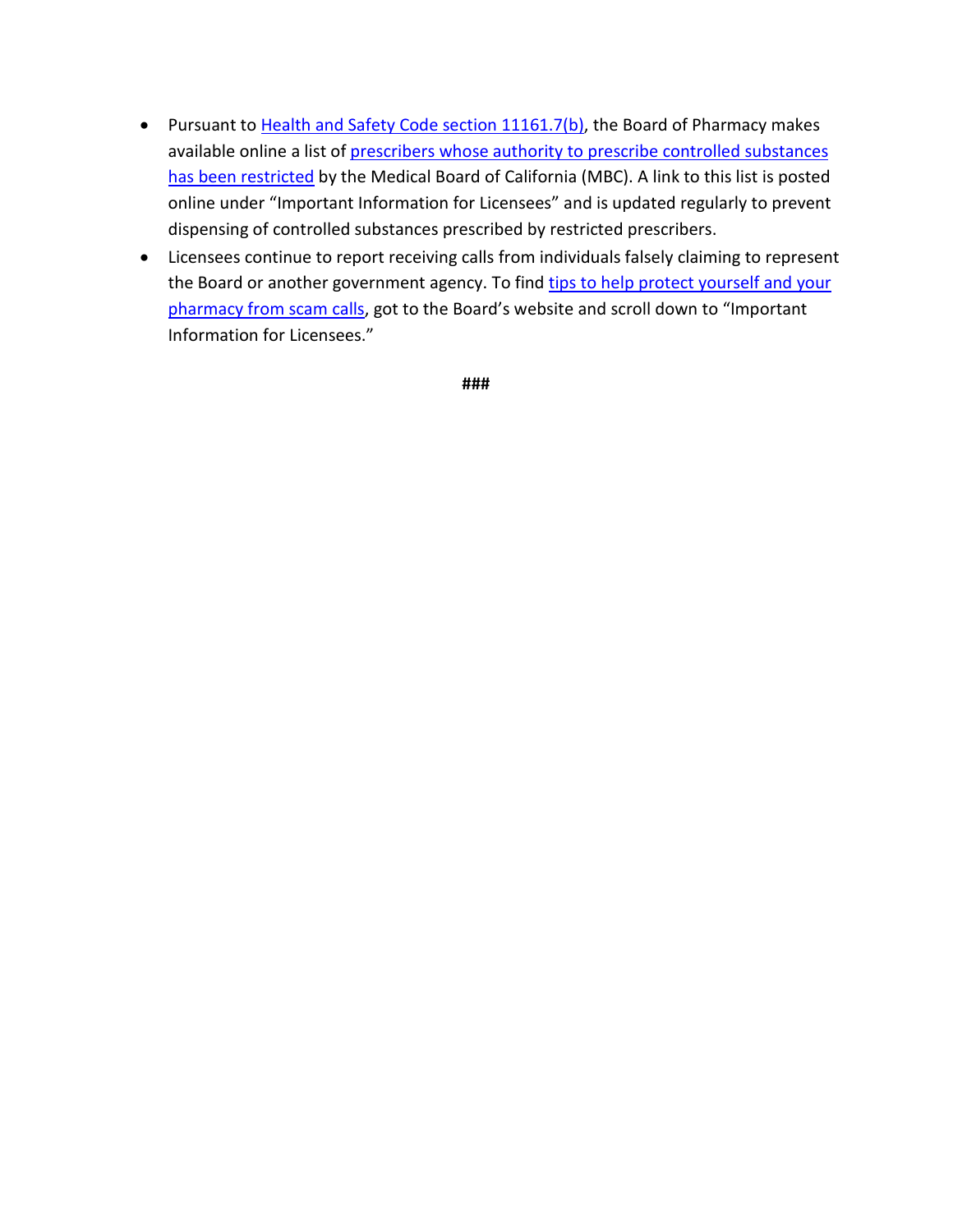- Pursuant to Health and Safety Code section 11161.7(b), the Board of Pharmacy makes available online a list of prescribers whose authority to prescribe controlled substances has been restricted by the Medical Board of California (MBC). A link to this list is posted online under "Important Information for Licensees" and is updated regularly to prevent dispensing of controlled substances prescribed by restricted prescribers.
- Licensees continue to report receiving calls from individuals falsely claiming to represent the Board or another government agency. To find tips to help protect yourself and your pharmacy from scam calls, got to the Board's website and scroll down to "Important Information for Licensees."

**###**